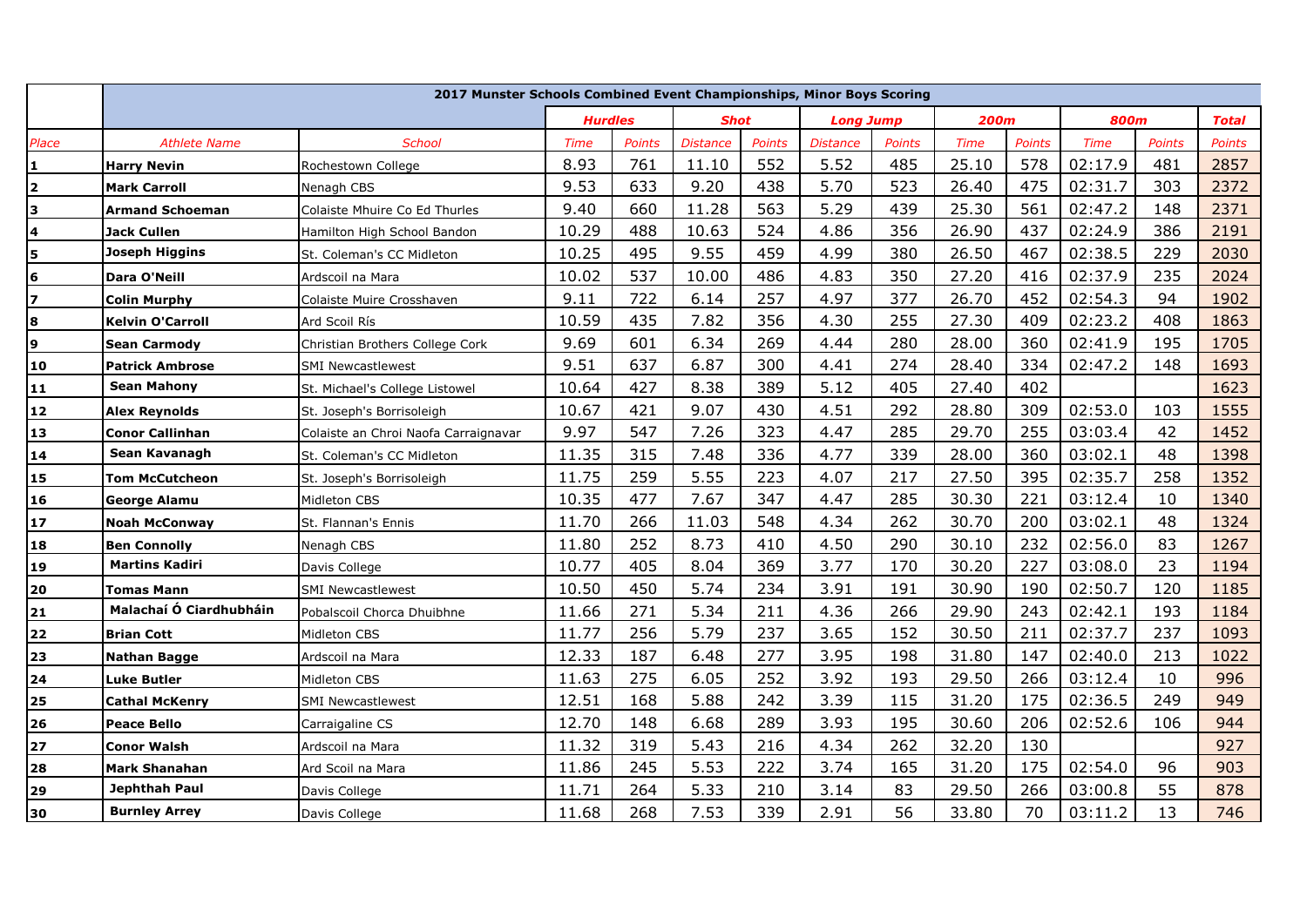| | 2017 Munster Schools Combined Event Championships, Minor Boys Scoring | | | | | | | | | | | | |
|---|---|---|---|---|---|---|---|---|---|---|---|---|---|
| | | | *Hurdles* | | *Shot* | | *Long Jump* | | *200m* | | *800m* | | *Total* |
| *Place* | *Athlete Name* | *School* | *Time* | *Points* | *Distance* | *Points* | *Distance* | *Points* | *Time* | *Points* | *Time* | *Points* | *Points* |
| **1** | **Harry Nevin** | Rochestown College | 8.93 | 761 | 11.10 | 552 | 5.52 | 485 | 25.10 | 578 | 02:17.9 | 481 | 2857 |
| **2** | **Mark Carroll** | Nenagh CBS | 9.53 | 633 | 9.20 | 438 | 5.70 | 523 | 26.40 | 475 | 02:31.7 | 303 | 2372 |
| **3** | **Armand Schoeman** | Colaiste Mhuire Co Ed Thurles | 9.40 | 660 | 11.28 | 563 | 5.29 | 439 | 25.30 | 561 | 02:47.2 | 148 | 2371 |
| **4** | **Jack Cullen** | Hamilton High School Bandon | 10.29 | 488 | 10.63 | 524 | 4.86 | 356 | 26.90 | 437 | 02:24.9 | 386 | 2191 |
| **5** | **Joseph Higgins** | St. Coleman's CC Midleton | 10.25 | 495 | 9.55 | 459 | 4.99 | 380 | 26.50 | 467 | 02:38.5 | 229 | 2030 |
| **6** | **Dara O'Neill** | Ardscoil na Mara | 10.02 | 537 | 10.00 | 486 | 4.83 | 350 | 27.20 | 416 | 02:37.9 | 235 | 2024 |
| **7** | **Colin Murphy** | Colaiste Muire Crosshaven | 9.11 | 722 | 6.14 | 257 | 4.97 | 377 | 26.70 | 452 | 02:54.3 | 94 | 1902 |
| **8** | **Kelvin O'Carroll** | Ard Scoil Rís | 10.59 | 435 | 7.82 | 356 | 4.30 | 255 | 27.30 | 409 | 02:23.2 | 408 | 1863 |
| **9** | **Sean Carmody** | Christian Brothers College Cork | 9.69 | 601 | 6.34 | 269 | 4.44 | 280 | 28.00 | 360 | 02:41.9 | 195 | 1705 |
| **10** | **Patrick Ambrose** | SMI Newcastlewest | 9.51 | 637 | 6.87 | 300 | 4.41 | 274 | 28.40 | 334 | 02:47.2 | 148 | 1693 |
| **11** | **Sean Mahony** | St. Michael's College Listowel | 10.64 | 427 | 8.38 | 389 | 5.12 | 405 | 27.40 | 402 | | | 1623 |
| **12** | **Alex Reynolds** | St. Joseph's Borrisoleigh | 10.67 | 421 | 9.07 | 430 | 4.51 | 292 | 28.80 | 309 | 02:53.0 | 103 | 1555 |
| **13** | **Conor Callinhan** | Colaiste an Chroi Naofa Carraignavar | 9.97 | 547 | 7.26 | 323 | 4.47 | 285 | 29.70 | 255 | 03:03.4 | 42 | 1452 |
| **14** | **Sean Kavanagh** | St. Coleman's CC Midleton | 11.35 | 315 | 7.48 | 336 | 4.77 | 339 | 28.00 | 360 | 03:02.1 | 48 | 1398 |
| **15** | **Tom McCutcheon** | St. Joseph's Borrisoleigh | 11.75 | 259 | 5.55 | 223 | 4.07 | 217 | 27.50 | 395 | 02:35.7 | 258 | 1352 |
| **16** | **George Alamu** | Midleton CBS | 10.35 | 477 | 7.67 | 347 | 4.47 | 285 | 30.30 | 221 | 03:12.4 | 10 | 1340 |
| **17** | **Noah McConway** | St. Flannan's Ennis | 11.70 | 266 | 11.03 | 548 | 4.34 | 262 | 30.70 | 200 | 03:02.1 | 48 | 1324 |
| **18** | **Ben Connolly** | Nenagh CBS | 11.80 | 252 | 8.73 | 410 | 4.50 | 290 | 30.10 | 232 | 02:56.0 | 83 | 1267 |
| **19** | **Martins Kadiri** | Davis College | 10.77 | 405 | 8.04 | 369 | 3.77 | 170 | 30.20 | 227 | 03:08.0 | 23 | 1194 |
| **20** | **Tomas Mann** | SMI Newcastlewest | 10.50 | 450 | 5.74 | 234 | 3.91 | 191 | 30.90 | 190 | 02:50.7 | 120 | 1185 |
| **21** | **Malachaí Ó Ciardhubháin** | Pobalscoil Chorca Dhuibhne | 11.66 | 271 | 5.34 | 211 | 4.36 | 266 | 29.90 | 243 | 02:42.1 | 193 | 1184 |
| **22** | **Brian Cott** | Midleton CBS | 11.77 | 256 | 5.79 | 237 | 3.65 | 152 | 30.50 | 211 | 02:37.7 | 237 | 1093 |
| **23** | **Nathan Bagge** | Ardscoil na Mara | 12.33 | 187 | 6.48 | 277 | 3.95 | 198 | 31.80 | 147 | 02:40.0 | 213 | 1022 |
| **24** | **Luke Butler** | Midleton CBS | 11.63 | 275 | 6.05 | 252 | 3.92 | 193 | 29.50 | 266 | 03:12.4 | 10 | 996 |
| **25** | **Cathal McKenry** | SMI Newcastlewest | 12.51 | 168 | 5.88 | 242 | 3.39 | 115 | 31.20 | 175 | 02:36.5 | 249 | 949 |
| **26** | **Peace Bello** | Carraigaline CS | 12.70 | 148 | 6.68 | 289 | 3.93 | 195 | 30.60 | 206 | 02:52.6 | 106 | 944 |
| **27** | **Conor Walsh** | Ardscoil na Mara | 11.32 | 319 | 5.43 | 216 | 4.34 | 262 | 32.20 | 130 | | | 927 |
| **28** | **Mark Shanahan** | Ard Scoil na Mara | 11.86 | 245 | 5.53 | 222 | 3.74 | 165 | 31.20 | 175 | 02:54.0 | 96 | 903 |
| **29** | **Jephthah Paul** | Davis College | 11.71 | 264 | 5.33 | 210 | 3.14 | 83 | 29.50 | 266 | 03:00.8 | 55 | 878 |
| **30** | **Burnley Arrey** | Davis College | 11.68 | 268 | 7.53 | 339 | 2.91 | 56 | 33.80 | 70 | 03:11.2 | 13 | 746 |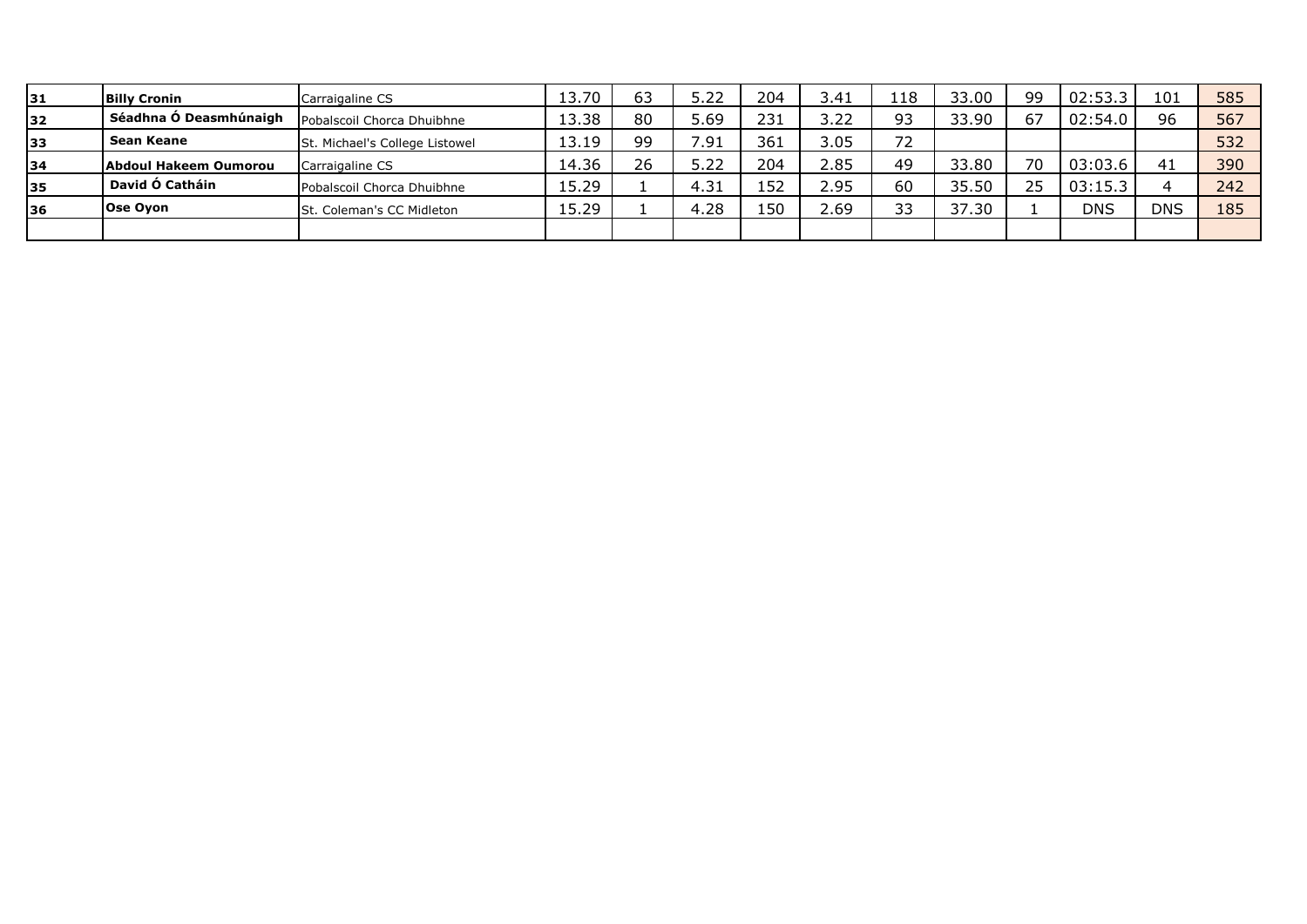| | | | | | | | | | | | | | |
|---|---|---|---|---|---|---|---|---|---|---|---|---|---|
| **31** | **Billy Cronin** | Carraigaline CS | 13.70 | 63 | 5.22 | 204 | 3.41 | 118 | 33.00 | 99 | 02:53.3 | 101 | 585 |
| **32** | **Séadhna Ó Deasmhúnaigh** | Pobalscoil Chorca Dhuibhne | 13.38 | 80 | 5.69 | 231 | 3.22 | 93 | 33.90 | 67 | 02:54.0 | 96 | 567 |
| **33** | **Sean Keane** | St. Michael's College Listowel | 13.19 | 99 | 7.91 | 361 | 3.05 | 72 | | | | | 532 |
| **34** | **Abdoul Hakeem Oumorou** | Carraigaline CS | 14.36 | 26 | 5.22 | 204 | 2.85 | 49 | 33.80 | 70 | 03:03.6 | 41 | 390 |
| **35** | **David Ó Catháin** | Pobalscoil Chorca Dhuibhne | 15.29 | 1 | 4.31 | 152 | 2.95 | 60 | 35.50 | 25 | 03:15.3 | 4 | 242 |
| **36** | **Ose Oyon** | St. Coleman's CC Midleton | 15.29 | 1 | 4.28 | 150 | 2.69 | 33 | 37.30 | 1 | DNS | DNS | 185 |
| | | | | | | | | | | | | | |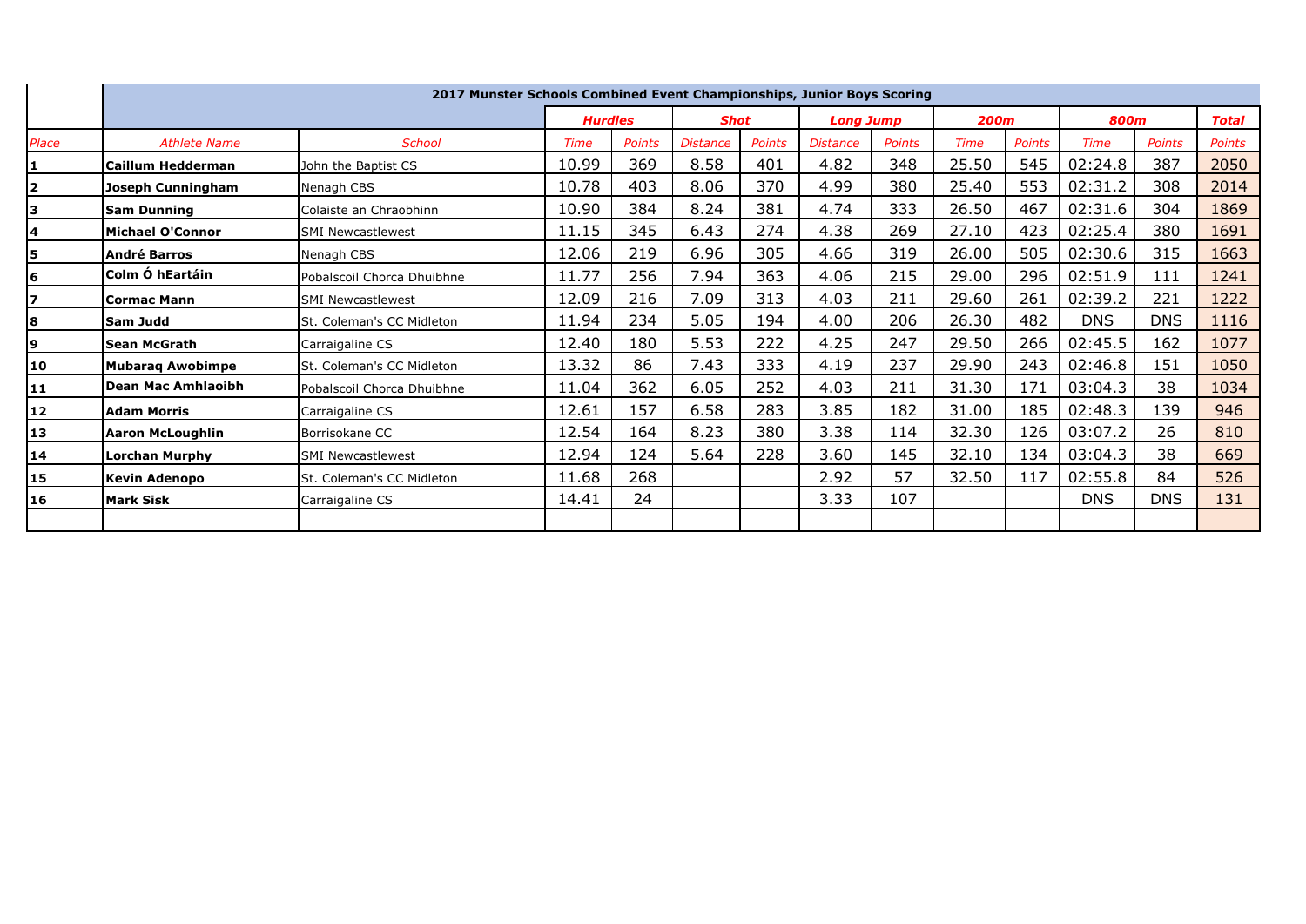| | 2017 Munster Schools Combined Event Championships, Junior Boys Scoring | | | | | | | | | | | | |
|---|---|---|---|---|---|---|---|---|---|---|---|---|---|
| | | | *Hurdles* | | *Shot* | | *Long Jump* | | *200m* | | *800m* | | *Total* |
| *Place* | *Athlete Name* | *School* | *Time* | *Points* | *Distance* | *Points* | *Distance* | *Points* | *Time* | *Points* | *Time* | *Points* | *Points* |
| **1** | **Caillum Hedderman** | John the Baptist CS | 10.99 | 369 | 8.58 | 401 | 4.82 | 348 | 25.50 | 545 | 02:24.8 | 387 | 2050 |
| **2** | **Joseph Cunningham** | Nenagh CBS | 10.78 | 403 | 8.06 | 370 | 4.99 | 380 | 25.40 | 553 | 02:31.2 | 308 | 2014 |
| **3** | **Sam Dunning** | Colaiste an Chraobhinn | 10.90 | 384 | 8.24 | 381 | 4.74 | 333 | 26.50 | 467 | 02:31.6 | 304 | 1869 |
| **4** | **Michael O'Connor** | SMI Newcastlewest | 11.15 | 345 | 6.43 | 274 | 4.38 | 269 | 27.10 | 423 | 02:25.4 | 380 | 1691 |
| **5** | **André Barros** | Nenagh CBS | 12.06 | 219 | 6.96 | 305 | 4.66 | 319 | 26.00 | 505 | 02:30.6 | 315 | 1663 |
| **6** | **Colm Ó hEartáin** | Pobalscoil Chorca Dhuibhne | 11.77 | 256 | 7.94 | 363 | 4.06 | 215 | 29.00 | 296 | 02:51.9 | 111 | 1241 |
| **7** | **Cormac Mann** | SMI Newcastlewest | 12.09 | 216 | 7.09 | 313 | 4.03 | 211 | 29.60 | 261 | 02:39.2 | 221 | 1222 |
| **8** | **Sam Judd** | St. Coleman's CC Midleton | 11.94 | 234 | 5.05 | 194 | 4.00 | 206 | 26.30 | 482 | DNS | DNS | 1116 |
| **9** | **Sean McGrath** | Carraigaline CS | 12.40 | 180 | 5.53 | 222 | 4.25 | 247 | 29.50 | 266 | 02:45.5 | 162 | 1077 |
| **10** | **Mubaraq Awobimpe** | St. Coleman's CC Midleton | 13.32 | 86 | 7.43 | 333 | 4.19 | 237 | 29.90 | 243 | 02:46.8 | 151 | 1050 |
| **11** | **Dean Mac Amhlaoibh** | Pobalscoil Chorca Dhuibhne | 11.04 | 362 | 6.05 | 252 | 4.03 | 211 | 31.30 | 171 | 03:04.3 | 38 | 1034 |
| **12** | **Adam Morris** | Carraigaline CS | 12.61 | 157 | 6.58 | 283 | 3.85 | 182 | 31.00 | 185 | 02:48.3 | 139 | 946 |
| **13** | **Aaron McLoughlin** | Borrisokane CC | 12.54 | 164 | 8.23 | 380 | 3.38 | 114 | 32.30 | 126 | 03:07.2 | 26 | 810 |
| **14** | **Lorchan Murphy** | SMI Newcastlewest | 12.94 | 124 | 5.64 | 228 | 3.60 | 145 | 32.10 | 134 | 03:04.3 | 38 | 669 |
| **15** | **Kevin Adenopo** | St. Coleman's CC Midleton | 11.68 | 268 | | | 2.92 | 57 | 32.50 | 117 | 02:55.8 | 84 | 526 |
| **16** | **Mark Sisk** | Carraigaline CS | 14.41 | 24 | | | 3.33 | 107 | | | DNS | DNS | 131 |
| | | | | | | | | | | | | | |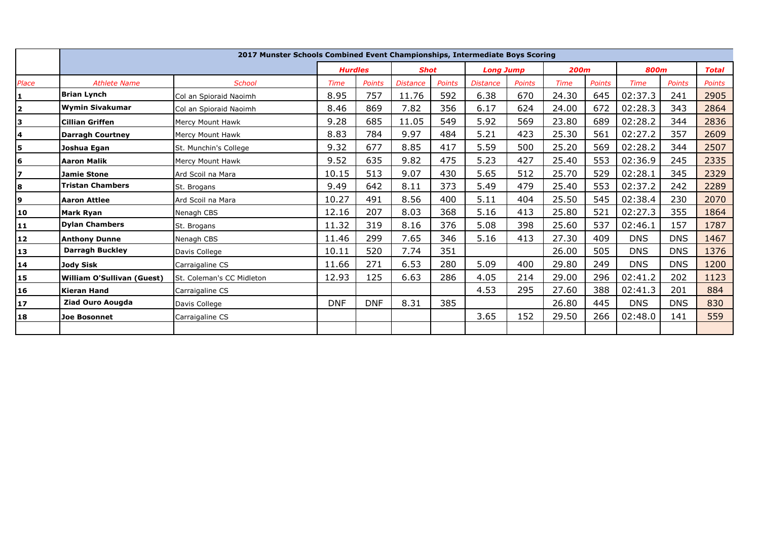| | 2017 Munster Schools Combined Event Championships, Intermediate Boys Scoring | | | | | | | | | | | | | |
|---|---|---|---|---|---|---|---|---|---|---|---|---|---|---|
| | | | *Hurdles* | | *Shot* | | *Long Jump* | | *200m* | | *800m* | | *Total* |
| *Place* | *Athlete Name* | *School* | *Time* | *Points* | *Distance* | *Points* | *Distance* | *Points* | *Time* | *Points* | *Time* | *Points* | *Points* |
| **1** | **Brian Lynch** | Col an Spioraid Naoimh | 8.95 | 757 | 11.76 | 592 | 6.38 | 670 | 24.30 | 645 | 02:37.3 | 241 | 2905 |
| **2** | **Wymin Sivakumar** | Col an Spioraid Naoimh | 8.46 | 869 | 7.82 | 356 | 6.17 | 624 | 24.00 | 672 | 02:28.3 | 343 | 2864 |
| **3** | **Cillian Griffen** | Mercy Mount Hawk | 9.28 | 685 | 11.05 | 549 | 5.92 | 569 | 23.80 | 689 | 02:28.2 | 344 | 2836 |
| **4** | **Darragh Courtney** | Mercy Mount Hawk | 8.83 | 784 | 9.97 | 484 | 5.21 | 423 | 25.30 | 561 | 02:27.2 | 357 | 2609 |
| **5** | **Joshua Egan** | St. Munchin's College | 9.32 | 677 | 8.85 | 417 | 5.59 | 500 | 25.20 | 569 | 02:28.2 | 344 | 2507 |
| **6** | **Aaron Malik** | Mercy Mount Hawk | 9.52 | 635 | 9.82 | 475 | 5.23 | 427 | 25.40 | 553 | 02:36.9 | 245 | 2335 |
| **7** | **Jamie Stone** | Ard Scoil na Mara | 10.15 | 513 | 9.07 | 430 | 5.65 | 512 | 25.70 | 529 | 02:28.1 | 345 | 2329 |
| **8** | **Tristan Chambers** | St. Brogans | 9.49 | 642 | 8.11 | 373 | 5.49 | 479 | 25.40 | 553 | 02:37.2 | 242 | 2289 |
| **9** | **Aaron Attlee** | Ard Scoil na Mara | 10.27 | 491 | 8.56 | 400 | 5.11 | 404 | 25.50 | 545 | 02:38.4 | 230 | 2070 |
| **10** | **Mark Ryan** | Nenagh CBS | 12.16 | 207 | 8.03 | 368 | 5.16 | 413 | 25.80 | 521 | 02:27.3 | 355 | 1864 |
| **11** | **Dylan Chambers** | St. Brogans | 11.32 | 319 | 8.16 | 376 | 5.08 | 398 | 25.60 | 537 | 02:46.1 | 157 | 1787 |
| **12** | **Anthony Dunne** | Nenagh CBS | 11.46 | 299 | 7.65 | 346 | 5.16 | 413 | 27.30 | 409 | DNS | DNS | 1467 |
| **13** | **Darragh Buckley** | Davis College | 10.11 | 520 | 7.74 | 351 | | | 26.00 | 505 | DNS | DNS | 1376 |
| **14** | **Jody Sisk** | Carraigaline CS | 11.66 | 271 | 6.53 | 280 | 5.09 | 400 | 29.80 | 249 | DNS | DNS | 1200 |
| **15** | **William O'Sullivan (Guest)** | St. Coleman's CC Midleton | 12.93 | 125 | 6.63 | 286 | 4.05 | 214 | 29.00 | 296 | 02:41.2 | 202 | 1123 |
| **16** | **Kieran Hand** | Carraigaline CS | | | | | 4.53 | 295 | 27.60 | 388 | 02:41.3 | 201 | 884 |
| **17** | **Ziad Ouro Aougda** | Davis College | DNF | DNF | 8.31 | 385 | | | 26.80 | 445 | DNS | DNS | 830 |
| **18** | **Joe Bosonnet** | Carraigaline CS | | | | | 3.65 | 152 | 29.50 | 266 | 02:48.0 | 141 | 559 |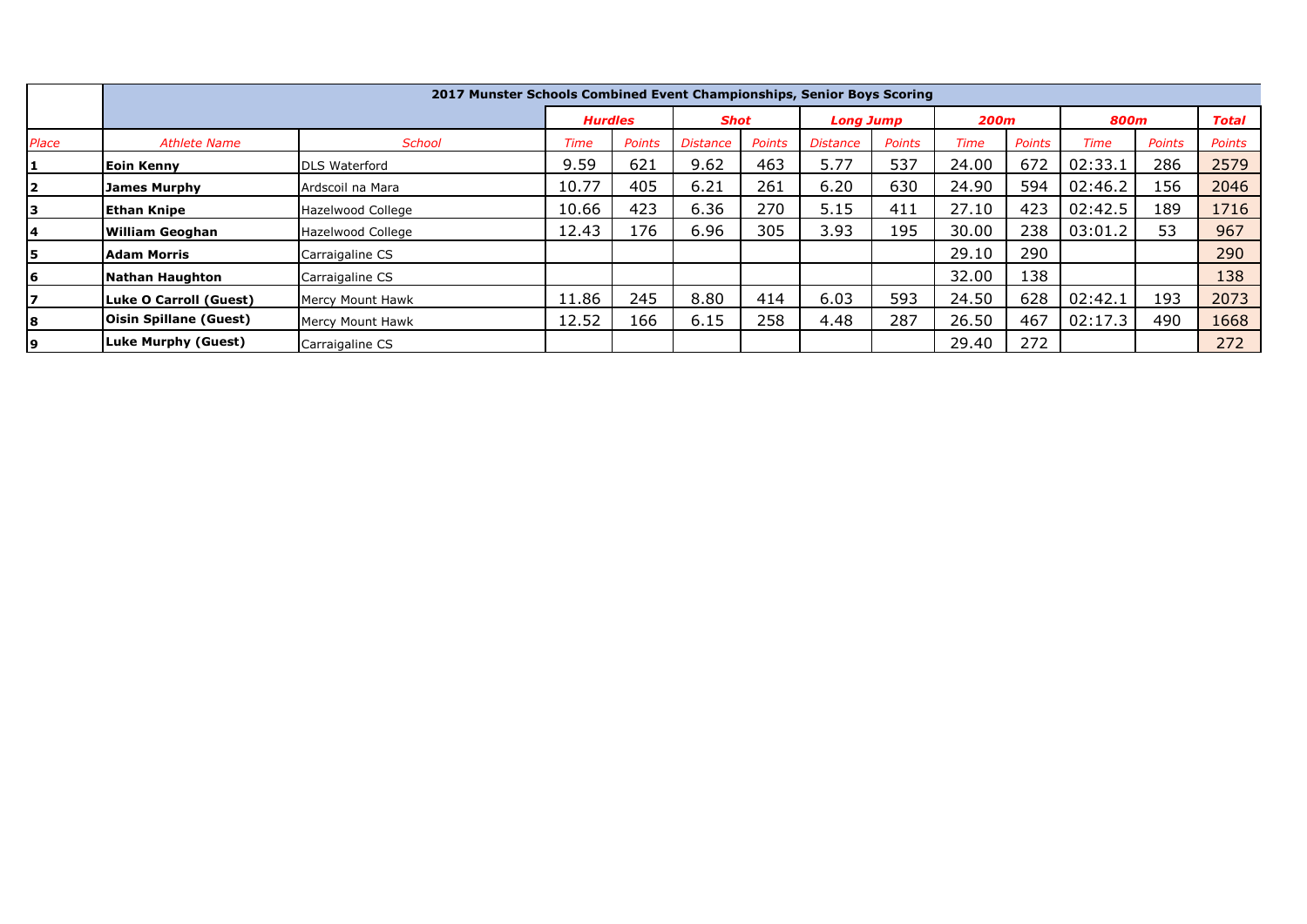| | 2017 Munster Schools Combined Event Championships, Senior Boys Scoring | | | | | | | | | | | | |
|---|---|---|---|---|---|---|---|---|---|---|---|---|---|
| | | | Hurdles | | Shot | | Long Jump | | 200m | | 800m | | Total |
| Place | Athlete Name | School | Time | Points | Distance | Points | Distance | Points | Time | Points | Time | Points | Points |
| 1 | **Eoin Kenny** | DLS Waterford | 9.59 | 621 | 9.62 | 463 | 5.77 | 537 | 24.00 | 672 | 02:33.1 | 286 | 2579 |
| 2 | **James Murphy** | Ardscoil na Mara | 10.77 | 405 | 6.21 | 261 | 6.20 | 630 | 24.90 | 594 | 02:46.2 | 156 | 2046 |
| 3 | **Ethan Knipe** | Hazelwood College | 10.66 | 423 | 6.36 | 270 | 5.15 | 411 | 27.10 | 423 | 02:42.5 | 189 | 1716 |
| 4 | **William Geoghan** | Hazelwood College | 12.43 | 176 | 6.96 | 305 | 3.93 | 195 | 30.00 | 238 | 03:01.2 | 53 | 967 |
| 5 | **Adam Morris** | Carraigaline CS | | | | | | | 29.10 | 290 | | | 290 |
| 6 | **Nathan Haughton** | Carraigaline CS | | | | | | | 32.00 | 138 | | | 138 |
| 7 | **Luke O Carroll (Guest)** | Mercy Mount Hawk | 11.86 | 245 | 8.80 | 414 | 6.03 | 593 | 24.50 | 628 | 02:42.1 | 193 | 2073 |
| 8 | **Oisin Spillane (Guest)** | Mercy Mount Hawk | 12.52 | 166 | 6.15 | 258 | 4.48 | 287 | 26.50 | 467 | 02:17.3 | 490 | 1668 |
| 9 | **Luke Murphy (Guest)** | Carraigaline CS | | | | | | | 29.40 | 272 | | | 272 |